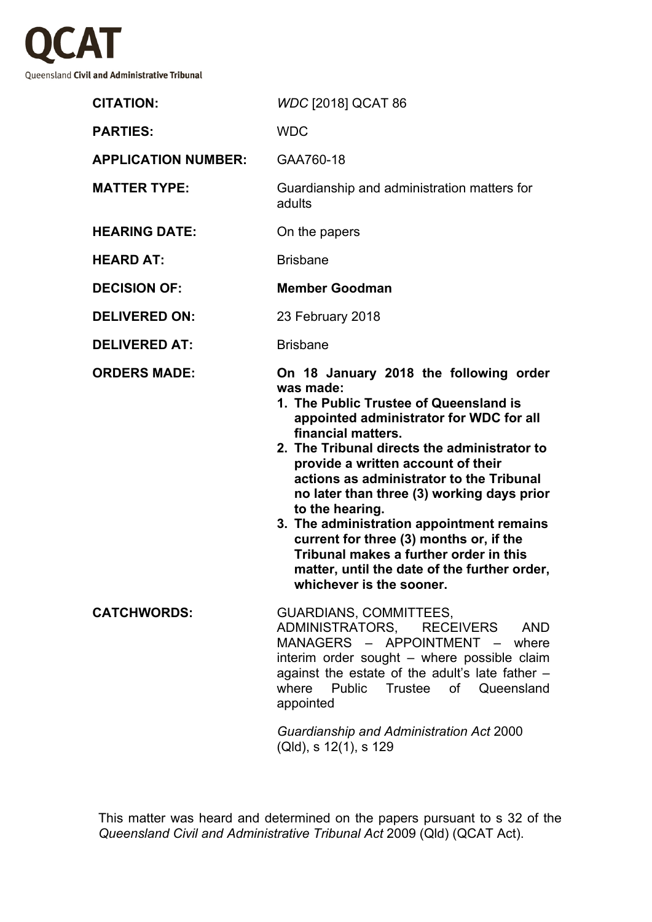# QCAT

Queensland **Civil and Administrative Tribunal**

| | |
|---|---|
| **CITATION:** | *WDC* [2018] QCAT 86 |
| **PARTIES:** | WDC |
| **APPLICATION NUMBER:** | GAA760-18 |
| **MATTER TYPE:** | Guardianship and administration matters for adults |
| **HEARING DATE:** | On the papers |
| **HEARD AT:** | Brisbane |
| **DECISION OF:** | **Member Goodman** |
| **DELIVERED ON:** | 23 February 2018 |
| **DELIVERED AT:** | Brisbane |
| **ORDERS MADE:** | **On 18 January 2018 the following order was made:** **1. The Public Trustee of Queensland is appointed administrator for WDC for all financial matters.** **2. The Tribunal directs the administrator to provide a written account of their actions as administrator to the Tribunal no later than three (3) working days prior to the hearing.** **3. The administration appointment remains current for three (3) months or, if the Tribunal makes a further order in this matter, until the date of the further order, whichever is the sooner.** |
| **CATCHWORDS:** | GUARDIANS, COMMITTEES, ADMINISTRATORS, RECEIVERS AND MANAGERS – APPOINTMENT – where interim order sought – where possible claim against the estate of the adult's late father – where Public Trustee of Queensland appointed<br><br>*Guardianship and Administration Act* 2000 (Qld), s 12(1), s 129 |

This matter was heard and determined on the papers pursuant to s 32 of the *Queensland Civil and Administrative Tribunal Act* 2009 (Qld) (QCAT Act).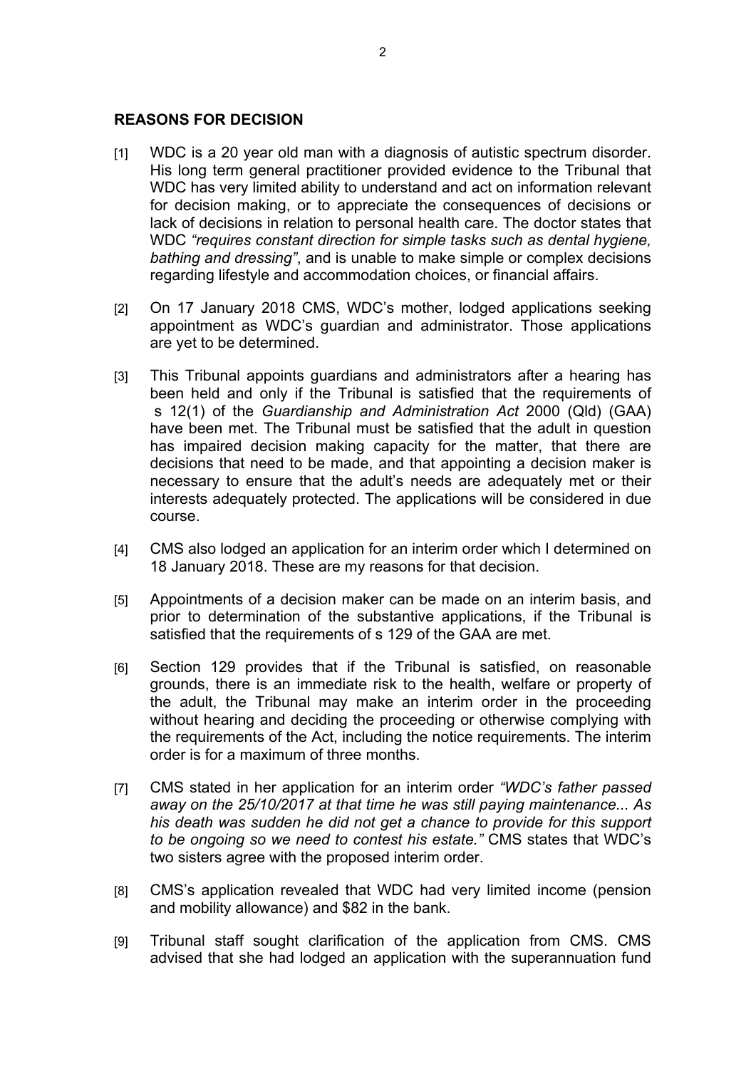## REASONS FOR DECISION

[1] WDC is a 20 year old man with a diagnosis of autistic spectrum disorder. His long term general practitioner provided evidence to the Tribunal that WDC has very limited ability to understand and act on information relevant for decision making, or to appreciate the consequences of decisions or lack of decisions in relation to personal health care. The doctor states that WDC *"requires constant direction for simple tasks such as dental hygiene, bathing and dressing"*, and is unable to make simple or complex decisions regarding lifestyle and accommodation choices, or financial affairs.

[2] On 17 January 2018 CMS, WDC's mother, lodged applications seeking appointment as WDC's guardian and administrator. Those applications are yet to be determined.

[3] This Tribunal appoints guardians and administrators after a hearing has been held and only if the Tribunal is satisfied that the requirements of s 12(1) of the *Guardianship and Administration Act* 2000 (Qld) (GAA) have been met. The Tribunal must be satisfied that the adult in question has impaired decision making capacity for the matter, that there are decisions that need to be made, and that appointing a decision maker is necessary to ensure that the adult's needs are adequately met or their interests adequately protected. The applications will be considered in due course.

[4] CMS also lodged an application for an interim order which I determined on 18 January 2018. These are my reasons for that decision.

[5] Appointments of a decision maker can be made on an interim basis, and prior to determination of the substantive applications, if the Tribunal is satisfied that the requirements of s 129 of the GAA are met.

[6] Section 129 provides that if the Tribunal is satisfied, on reasonable grounds, there is an immediate risk to the health, welfare or property of the adult, the Tribunal may make an interim order in the proceeding without hearing and deciding the proceeding or otherwise complying with the requirements of the Act, including the notice requirements. The interim order is for a maximum of three months.

[7] CMS stated in her application for an interim order *"WDC's father passed away on the 25/10/2017 at that time he was still paying maintenance... As his death was sudden he did not get a chance to provide for this support to be ongoing so we need to contest his estate."* CMS states that WDC's two sisters agree with the proposed interim order.

[8] CMS's application revealed that WDC had very limited income (pension and mobility allowance) and $82 in the bank.

[9] Tribunal staff sought clarification of the application from CMS. CMS advised that she had lodged an application with the superannuation fund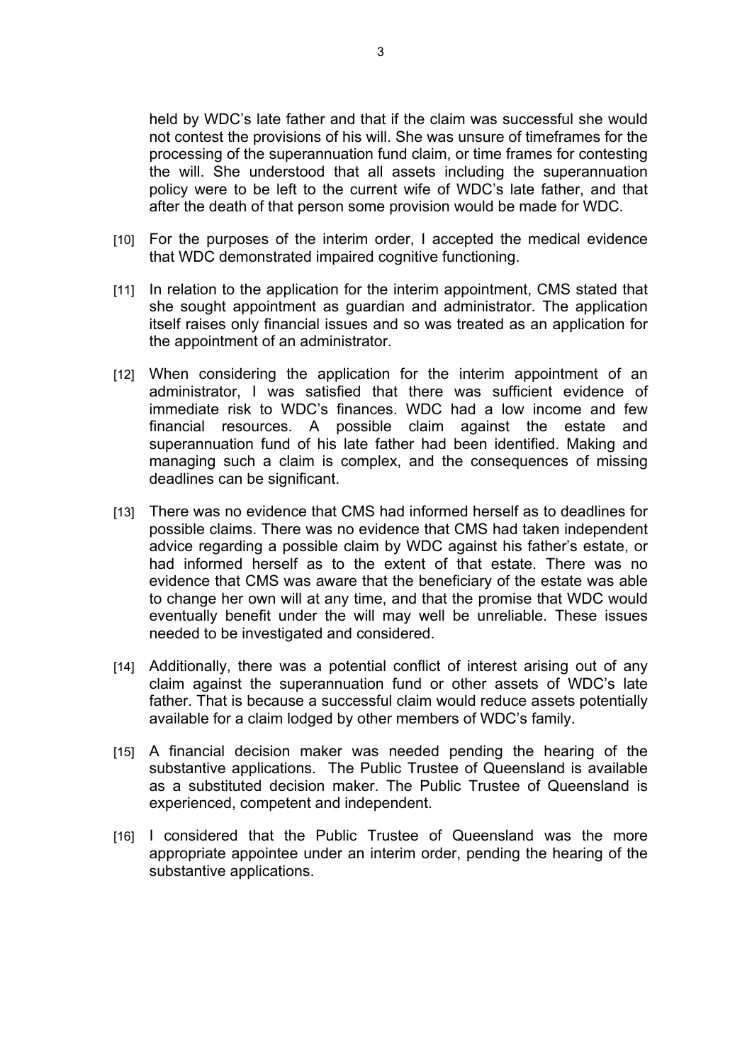held by WDC's late father and that if the claim was successful she would not contest the provisions of his will. She was unsure of timeframes for the processing of the superannuation fund claim, or time frames for contesting the will. She understood that all assets including the superannuation policy were to be left to the current wife of WDC's late father, and that after the death of that person some provision would be made for WDC.

[10] For the purposes of the interim order, I accepted the medical evidence that WDC demonstrated impaired cognitive functioning.

[11] In relation to the application for the interim appointment, CMS stated that she sought appointment as guardian and administrator. The application itself raises only financial issues and so was treated as an application for the appointment of an administrator.

[12] When considering the application for the interim appointment of an administrator, I was satisfied that there was sufficient evidence of immediate risk to WDC's finances. WDC had a low income and few financial resources. A possible claim against the estate and superannuation fund of his late father had been identified. Making and managing such a claim is complex, and the consequences of missing deadlines can be significant.

[13] There was no evidence that CMS had informed herself as to deadlines for possible claims. There was no evidence that CMS had taken independent advice regarding a possible claim by WDC against his father's estate, or had informed herself as to the extent of that estate. There was no evidence that CMS was aware that the beneficiary of the estate was able to change her own will at any time, and that the promise that WDC would eventually benefit under the will may well be unreliable. These issues needed to be investigated and considered.

[14] Additionally, there was a potential conflict of interest arising out of any claim against the superannuation fund or other assets of WDC's late father. That is because a successful claim would reduce assets potentially available for a claim lodged by other members of WDC's family.

[15] A financial decision maker was needed pending the hearing of the substantive applications. The Public Trustee of Queensland is available as a substituted decision maker. The Public Trustee of Queensland is experienced, competent and independent.

[16] I considered that the Public Trustee of Queensland was the more appropriate appointee under an interim order, pending the hearing of the substantive applications.